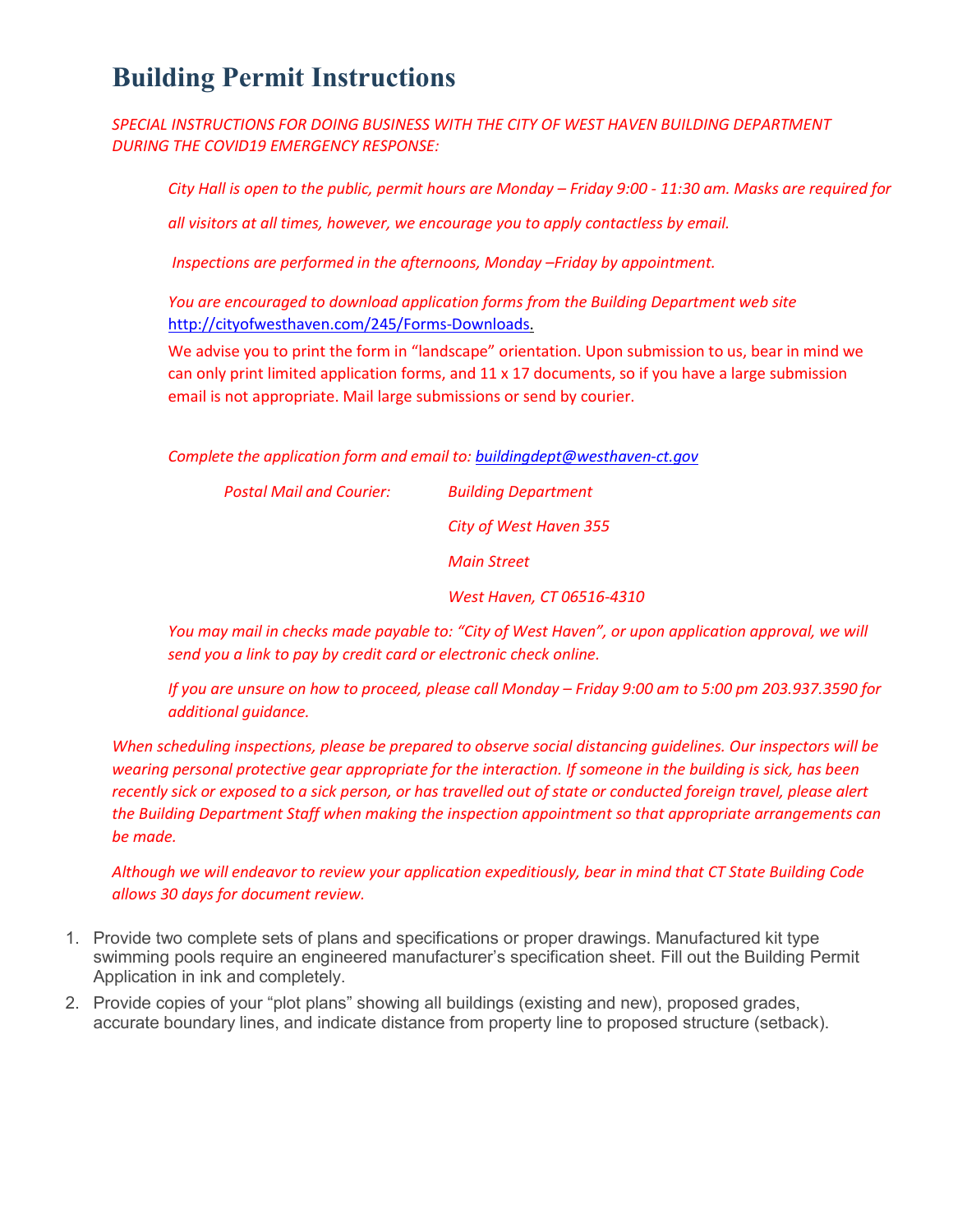# Building Permit Instructions

*SPECIAL INSTRUCTIONS FOR DOING BUSINESS WITH THE CITY OF WEST HAVEN BUILDING DEPARTMENT DURING THE COVID19 EMERGENCY RESPONSE:*

> *City Hall is open to the public, permit hours are Monday – Friday 9:00 - 11:30 am. Masks are required for all visitors at all times, however, we encourage you to apply contactless by email.*
>
> *Inspections are performed in the afternoons, Monday –Friday by appointment.*
>
> *You are encouraged to download application forms from the Building Department web site* http://cityofwesthaven.com/245/Forms-Downloads.
> We advise you to print the form in "landscape" orientation. Upon submission to us, bear in mind we can only print limited application forms, and 11 x 17 documents, so if you have a large submission email is not appropriate. Mail large submissions or send by courier.
>
> *Complete the application form and email to: buildingdept@westhaven-ct.gov*
>
> *Postal Mail and Courier:* *Building Department*
> *City of West Haven 355*
> *Main Street*
> *West Haven, CT 06516-4310*
>
> *You may mail in checks made payable to: "City of West Haven", or upon application approval, we will send you a link to pay by credit card or electronic check online.*
>
> *If you are unsure on how to proceed, please call Monday – Friday 9:00 am to 5:00 pm 203.937.3590 for additional guidance.*

*When scheduling inspections, please be prepared to observe social distancing guidelines. Our inspectors will be wearing personal protective gear appropriate for the interaction. If someone in the building is sick, has been recently sick or exposed to a sick person, or has travelled out of state or conducted foreign travel, please alert the Building Department Staff when making the inspection appointment so that appropriate arrangements can be made.*

*Although we will endeavor to review your application expeditiously, bear in mind that CT State Building Code allows 30 days for document review.*

1. Provide two complete sets of plans and specifications or proper drawings. Manufactured kit type swimming pools require an engineered manufacturer's specification sheet. Fill out the Building Permit Application in ink and completely.
2. Provide copies of your "plot plans" showing all buildings (existing and new), proposed grades, accurate boundary lines, and indicate distance from property line to proposed structure (setback).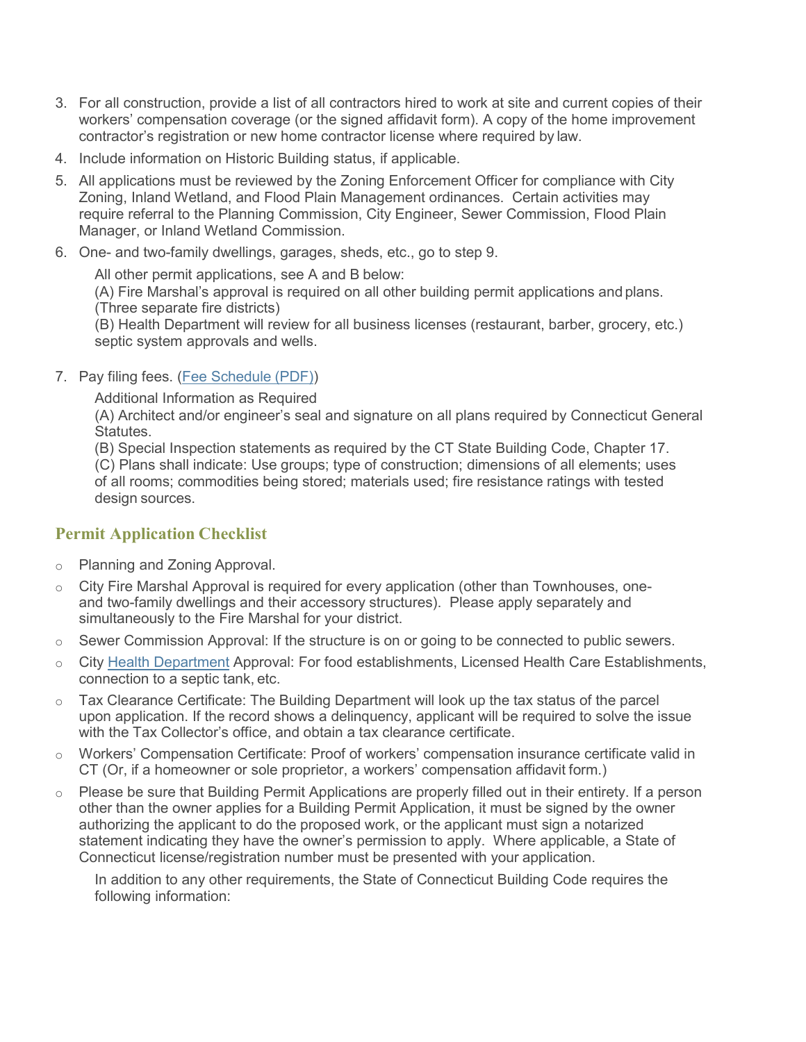3. For all construction, provide a list of all contractors hired to work at site and current copies of their workers' compensation coverage (or the signed affidavit form). A copy of the home improvement contractor's registration or new home contractor license where required by law.
4. Include information on Historic Building status, if applicable.
5. All applications must be reviewed by the Zoning Enforcement Officer for compliance with City Zoning, Inland Wetland, and Flood Plain Management ordinances. Certain activities may require referral to the Planning Commission, City Engineer, Sewer Commission, Flood Plain Manager, or Inland Wetland Commission.
6. One- and two-family dwellings, garages, sheds, etc., go to step 9.

   All other permit applications, see A and B below:
   (A) Fire Marshal's approval is required on all other building permit applications and plans. (Three separate fire districts)
   (B) Health Department will review for all business licenses (restaurant, barber, grocery, etc.) septic system approvals and wells.

7. Pay filing fees. (Fee Schedule (PDF))

   Additional Information as Required
   (A) Architect and/or engineer's seal and signature on all plans required by Connecticut General Statutes.
   (B) Special Inspection statements as required by the CT State Building Code, Chapter 17.
   (C) Plans shall indicate: Use groups; type of construction; dimensions of all elements; uses of all rooms; commodities being stored; materials used; fire resistance ratings with tested design sources.

## Permit Application Checklist

- Planning and Zoning Approval.
- City Fire Marshal Approval is required for every application (other than Townhouses, one- and two-family dwellings and their accessory structures). Please apply separately and simultaneously to the Fire Marshal for your district.
- Sewer Commission Approval: If the structure is on or going to be connected to public sewers.
- City Health Department Approval: For food establishments, Licensed Health Care Establishments, connection to a septic tank, etc.
- Tax Clearance Certificate: The Building Department will look up the tax status of the parcel upon application. If the record shows a delinquency, applicant will be required to solve the issue with the Tax Collector's office, and obtain a tax clearance certificate.
- Workers' Compensation Certificate: Proof of workers' compensation insurance certificate valid in CT (Or, if a homeowner or sole proprietor, a workers' compensation affidavit form.)
- Please be sure that Building Permit Applications are properly filled out in their entirety. If a person other than the owner applies for a Building Permit Application, it must be signed by the owner authorizing the applicant to do the proposed work, or the applicant must sign a notarized statement indicating they have the owner's permission to apply. Where applicable, a State of Connecticut license/registration number must be presented with your application.

  In addition to any other requirements, the State of Connecticut Building Code requires the following information: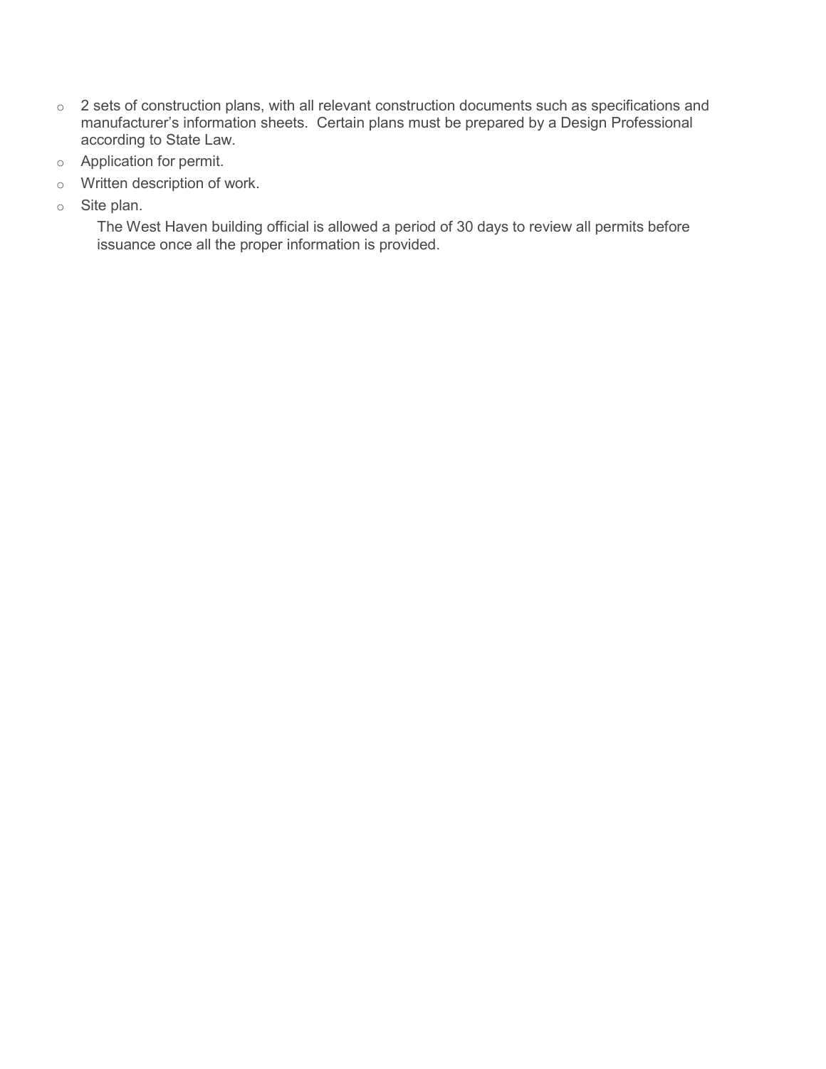- 2 sets of construction plans, with all relevant construction documents such as specifications and manufacturer's information sheets. Certain plans must be prepared by a Design Professional according to State Law.
- Application for permit.
- Written description of work.
- Site plan.

  The West Haven building official is allowed a period of 30 days to review all permits before issuance once all the proper information is provided.